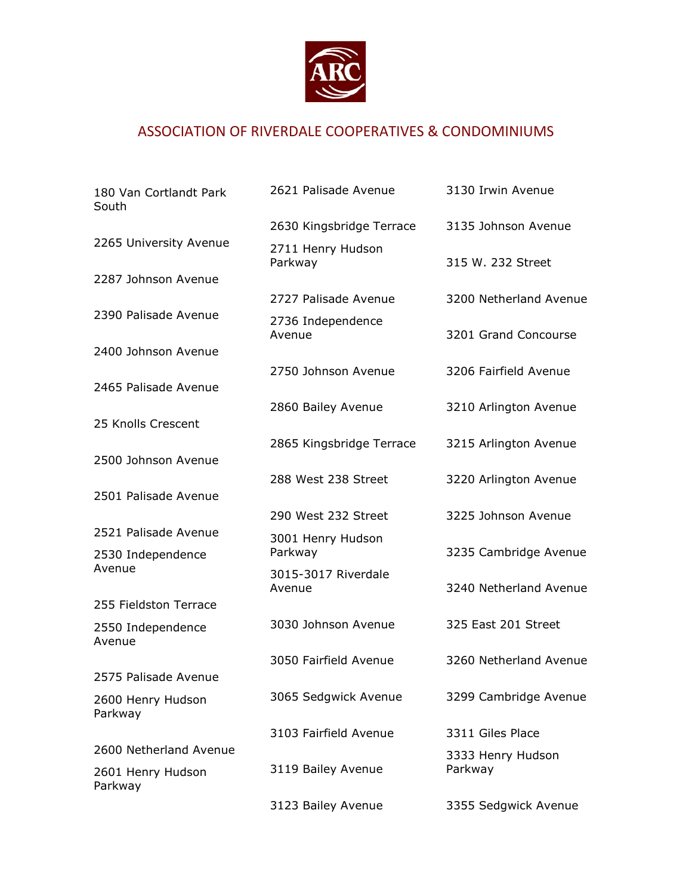# ASSOCIATION OF RIVERDALE COOPERATIVES & CONDOMINIUMS

180 Van Cortlandt Park South

2265 University Avenue

2287 Johnson Avenue

2390 Palisade Avenue

2400 Johnson Avenue

2465 Palisade Avenue

25 Knolls Crescent

2500 Johnson Avenue

2501 Palisade Avenue

2521 Palisade Avenue

2530 Independence Avenue

255 Fieldston Terrace

2550 Independence Avenue

2575 Palisade Avenue

2600 Henry Hudson Parkway

2600 Netherland Avenue

2601 Henry Hudson Parkway

2621 Palisade Avenue

2630 Kingsbridge Terrace

2711 Henry Hudson Parkway

2727 Palisade Avenue

2736 Independence Avenue

2750 Johnson Avenue

2860 Bailey Avenue

2865 Kingsbridge Terrace

288 West 238 Street

290 West 232 Street

3001 Henry Hudson Parkway

3015-3017 Riverdale Avenue

3030 Johnson Avenue

3050 Fairfield Avenue

3065 Sedgwick Avenue

3103 Fairfield Avenue

3119 Bailey Avenue

3123 Bailey Avenue

3130 Irwin Avenue

3135 Johnson Avenue

315 W. 232 Street

3200 Netherland Avenue

3201 Grand Concourse

3206 Fairfield Avenue

3210 Arlington Avenue

3215 Arlington Avenue

3220 Arlington Avenue

3225 Johnson Avenue

3235 Cambridge Avenue

3240 Netherland Avenue

325 East 201 Street

3260 Netherland Avenue

3299 Cambridge Avenue

3311 Giles Place

3333 Henry Hudson Parkway

3355 Sedgwick Avenue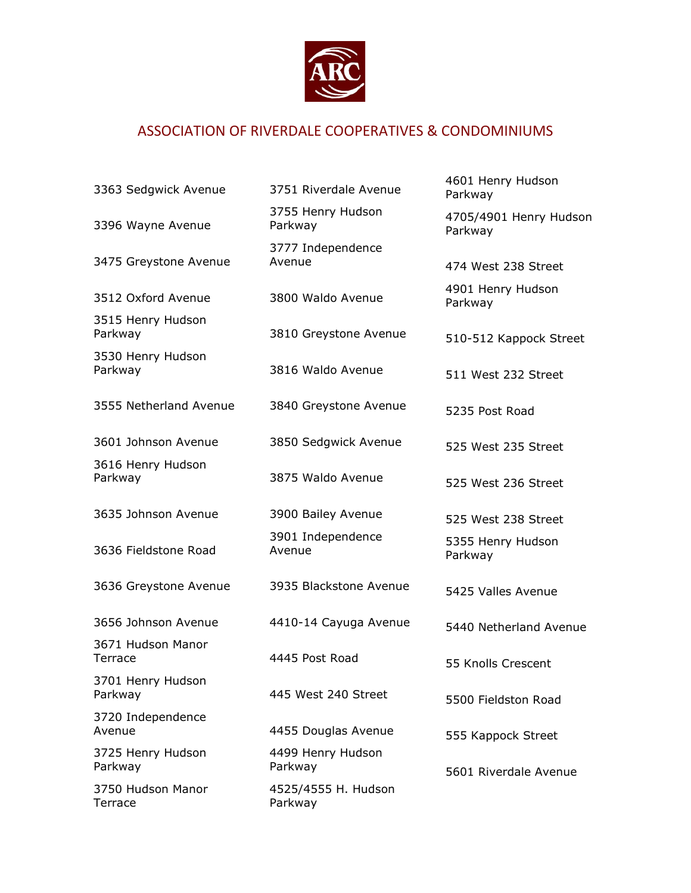## ASSOCIATION OF RIVERDALE COOPERATIVES & CONDOMINIUMS

- 3363 Sedgwick Avenue
- 3396 Wayne Avenue
- 3475 Greystone Avenue
- 3512 Oxford Avenue
- 3515 Henry Hudson Parkway
- 3530 Henry Hudson Parkway
- 3555 Netherland Avenue
- 3601 Johnson Avenue
- 3616 Henry Hudson Parkway
- 3635 Johnson Avenue
- 3636 Fieldstone Road
- 3636 Greystone Avenue
- 3656 Johnson Avenue
- 3671 Hudson Manor Terrace
- 3701 Henry Hudson Parkway
- 3720 Independence Avenue
- 3725 Henry Hudson Parkway
- 3750 Hudson Manor Terrace
- 3751 Riverdale Avenue
- 3755 Henry Hudson Parkway
- 3777 Independence Avenue
- 3800 Waldo Avenue
- 3810 Greystone Avenue
- 3816 Waldo Avenue
- 3840 Greystone Avenue
- 3850 Sedgwick Avenue
- 3875 Waldo Avenue
- 3900 Bailey Avenue
- 3901 Independence Avenue
- 3935 Blackstone Avenue
- 4410-14 Cayuga Avenue
- 4445 Post Road
- 445 West 240 Street
- 4455 Douglas Avenue
- 4499 Henry Hudson Parkway
- 4525/4555 H. Hudson Parkway
- 4601 Henry Hudson Parkway
- 4705/4901 Henry Hudson Parkway
- 474 West 238 Street
- 4901 Henry Hudson Parkway
- 510-512 Kappock Street
- 511 West 232 Street
- 5235 Post Road
- 525 West 235 Street
- 525 West 236 Street
- 525 West 238 Street
- 5355 Henry Hudson Parkway
- 5425 Valles Avenue
- 5440 Netherland Avenue
- 55 Knolls Crescent
- 5500 Fieldston Road
- 555 Kappock Street
- 5601 Riverdale Avenue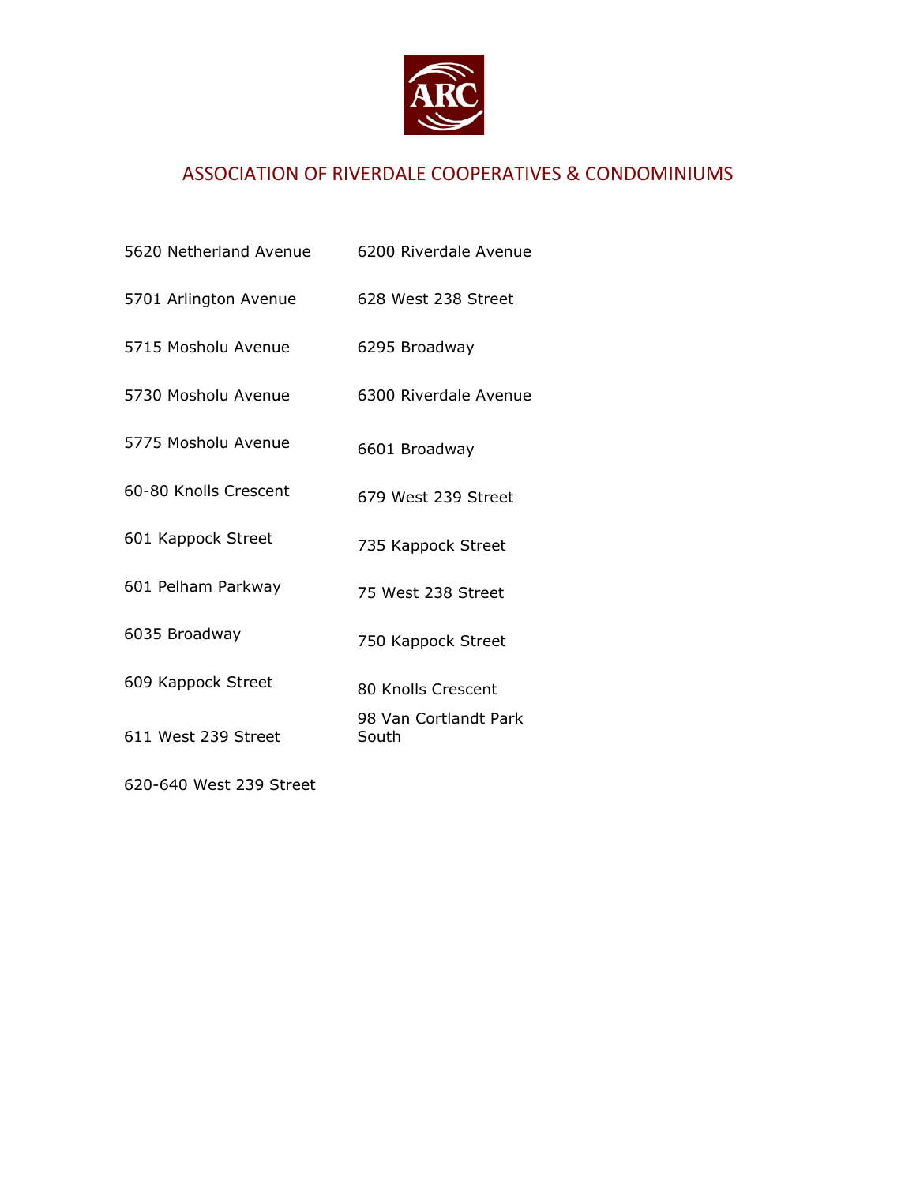## ASSOCIATION OF RIVERDALE COOPERATIVES & CONDOMINIUMS

5620 Netherland Avenue

5701 Arlington Avenue

5715 Mosholu Avenue

5730 Mosholu Avenue

5775 Mosholu Avenue

60-80 Knolls Crescent

601 Kappock Street

601 Pelham Parkway

6035 Broadway

609 Kappock Street

611 West 239 Street

620-640 West 239 Street

6200 Riverdale Avenue

628 West 238 Street

6295 Broadway

6300 Riverdale Avenue

6601 Broadway

679 West 239 Street

735 Kappock Street

75 West 238 Street

750 Kappock Street

80 Knolls Crescent

98 Van Cortlandt Park South